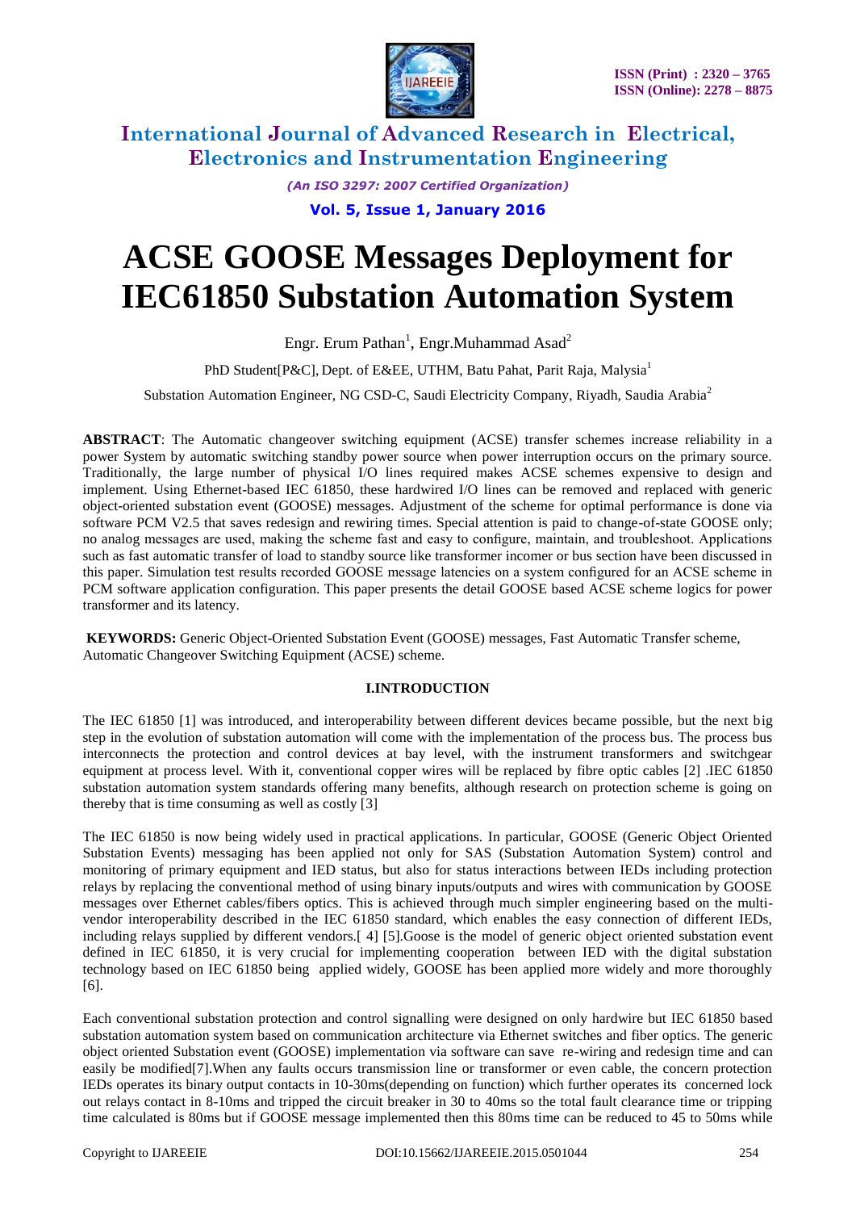# ACSE GOOSE Messages Deployment for IEC61850 Substation Automation System

Engr. Erum Pathan[1], Engr.Muhammad Asad[2]

PhD Student[P&C], Dept. of E&EE, UTHM, Batu Pahat, Parit Raja, Malysia[1]

Substation Automation Engineer, NG CSD-C, Saudi Electricity Company, Riyadh, Saudia Arabia[2]

**ABSTRACT**: The Automatic changeover switching equipment (ACSE) transfer schemes increase reliability in a power System by automatic switching standby power source when power interruption occurs on the primary source. Traditionally, the large number of physical I/O lines required makes ACSE schemes expensive to design and implement. Using Ethernet-based IEC 61850, these hardwired I/O lines can be removed and replaced with generic object-oriented substation event (GOOSE) messages. Adjustment of the scheme for optimal performance is done via software PCM V2.5 that saves redesign and rewiring times. Special attention is paid to change-of-state GOOSE only; no analog messages are used, making the scheme fast and easy to configure, maintain, and troubleshoot. Applications such as fast automatic transfer of load to standby source like transformer incomer or bus section have been discussed in this paper. Simulation test results recorded GOOSE message latencies on a system configured for an ACSE scheme in PCM software application configuration. This paper presents the detail GOOSE based ACSE scheme logics for power transformer and its latency.

**KEYWORDS:** Generic Object-Oriented Substation Event (GOOSE) messages, Fast Automatic Transfer scheme, Automatic Changeover Switching Equipment (ACSE) scheme.

## I.INTRODUCTION

The IEC 61850 [1] was introduced, and interoperability between different devices became possible, but the next big step in the evolution of substation automation will come with the implementation of the process bus. The process bus interconnects the protection and control devices at bay level, with the instrument transformers and switchgear equipment at process level. With it, conventional copper wires will be replaced by fibre optic cables [2] .IEC 61850 substation automation system standards offering many benefits, although research on protection scheme is going on thereby that is time consuming as well as costly [3]

The IEC 61850 is now being widely used in practical applications. In particular, GOOSE (Generic Object Oriented Substation Events) messaging has been applied not only for SAS (Substation Automation System) control and monitoring of primary equipment and IED status, but also for status interactions between IEDs including protection relays by replacing the conventional method of using binary inputs/outputs and wires with communication by GOOSE messages over Ethernet cables/fibers optics. This is achieved through much simpler engineering based on the multi-vendor interoperability described in the IEC 61850 standard, which enables the easy connection of different IEDs, including relays supplied by different vendors.[ 4] [5].Goose is the model of generic object oriented substation event defined in IEC 61850, it is very crucial for implementing cooperation between IED with the digital substation technology based on IEC 61850 being applied widely, GOOSE has been applied more widely and more thoroughly [6].

Each conventional substation protection and control signalling were designed on only hardwire but IEC 61850 based substation automation system based on communication architecture via Ethernet switches and fiber optics. The generic object oriented Substation event (GOOSE) implementation via software can save re-wiring and redesign time and can easily be modified[7].When any faults occurs transmission line or transformer or even cable, the concern protection IEDs operates its binary output contacts in 10-30ms(depending on function) which further operates its concerned lock out relays contact in 8-10ms and tripped the circuit breaker in 30 to 40ms so the total fault clearance time or tripping time calculated is 80ms but if GOOSE message implemented then this 80ms time can be reduced to 45 to 50ms while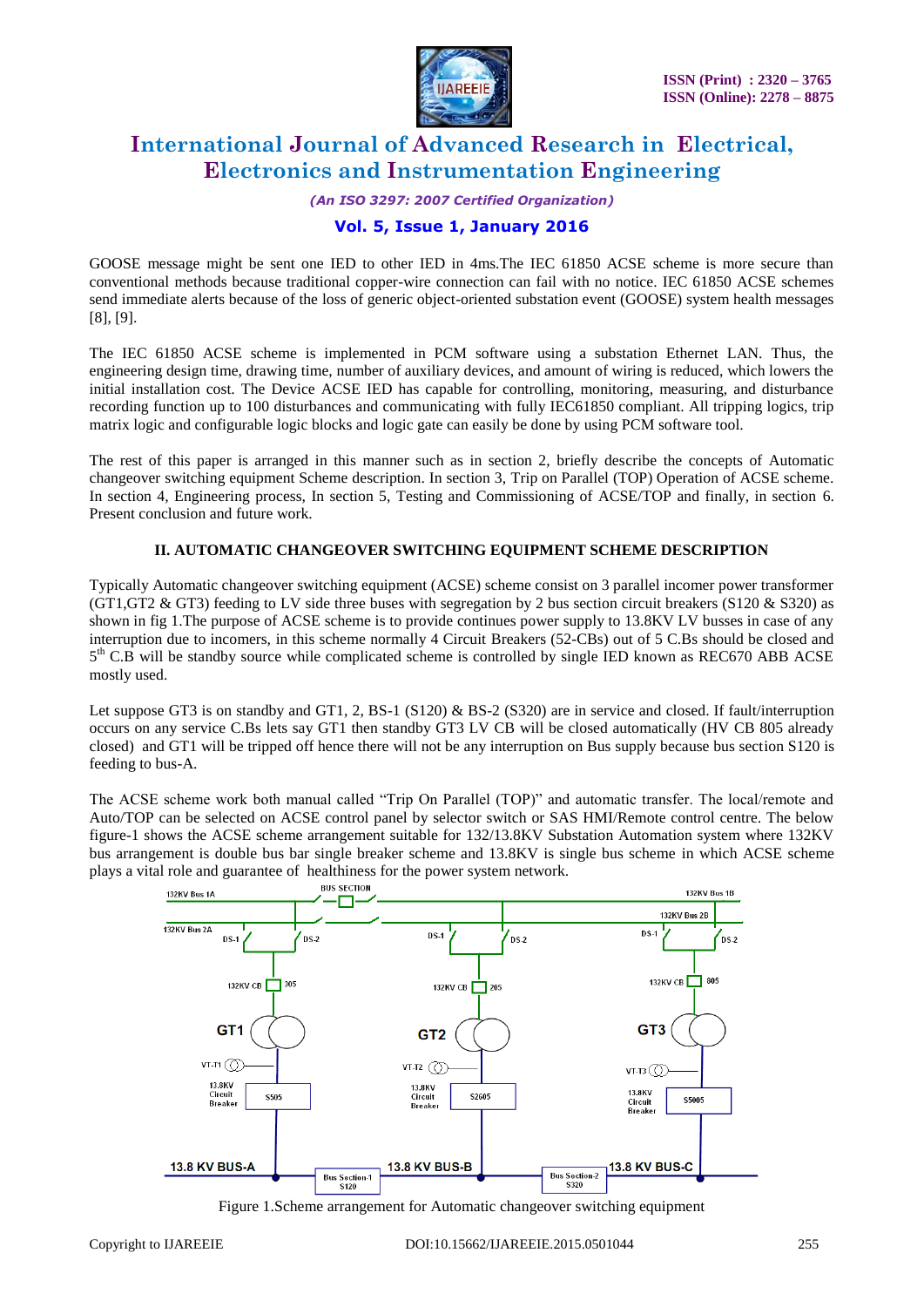GOOSE message might be sent one IED to other IED in 4ms.The IEC 61850 ACSE scheme is more secure than conventional methods because traditional copper-wire connection can fail with no notice. IEC 61850 ACSE schemes send immediate alerts because of the loss of generic object-oriented substation event (GOOSE) system health messages [8], [9].

The IEC 61850 ACSE scheme is implemented in PCM software using a substation Ethernet LAN. Thus, the engineering design time, drawing time, number of auxiliary devices, and amount of wiring is reduced, which lowers the initial installation cost. The Device ACSE IED has capable for controlling, monitoring, measuring, and disturbance recording function up to 100 disturbances and communicating with fully IEC61850 compliant. All tripping logics, trip matrix logic and configurable logic blocks and logic gate can easily be done by using PCM software tool.

The rest of this paper is arranged in this manner such as in section 2, briefly describe the concepts of Automatic changeover switching equipment Scheme description. In section 3, Trip on Parallel (TOP) Operation of ACSE scheme. In section 4, Engineering process, In section 5, Testing and Commissioning of ACSE/TOP and finally, in section 6. Present conclusion and future work.

## II. AUTOMATIC CHANGEOVER SWITCHING EQUIPMENT SCHEME DESCRIPTION

Typically Automatic changeover switching equipment (ACSE) scheme consist on 3 parallel incomer power transformer (GT1,GT2 & GT3) feeding to LV side three buses with segregation by 2 bus section circuit breakers (S120 & S320) as shown in fig 1.The purpose of ACSE scheme is to provide continues power supply to 13.8KV LV busses in case of any interruption due to incomers, in this scheme normally 4 Circuit Breakers (52-CBs) out of 5 C.Bs should be closed and 5[th] C.B will be standby source while complicated scheme is controlled by single IED known as REC670 ABB ACSE mostly used.

Let suppose GT3 is on standby and GT1, 2, BS-1 (S120) & BS-2 (S320) are in service and closed. If fault/interruption occurs on any service C.Bs lets say GT1 then standby GT3 LV CB will be closed automatically (HV CB 805 already closed) and GT1 will be tripped off hence there will not be any interruption on Bus supply because bus section S120 is feeding to bus-A.

The ACSE scheme work both manual called "Trip On Parallel (TOP)" and automatic transfer. The local/remote and Auto/TOP can be selected on ACSE control panel by selector switch or SAS HMI/Remote control centre. The below figure-1 shows the ACSE scheme arrangement suitable for 132/13.8KV Substation Automation system where 132KV bus arrangement is double bus bar single breaker scheme and 13.8KV is single bus scheme in which ACSE scheme plays a vital role and guarantee of healthiness for the power system network.

Figure 1.Scheme arrangement for Automatic changeover switching equipment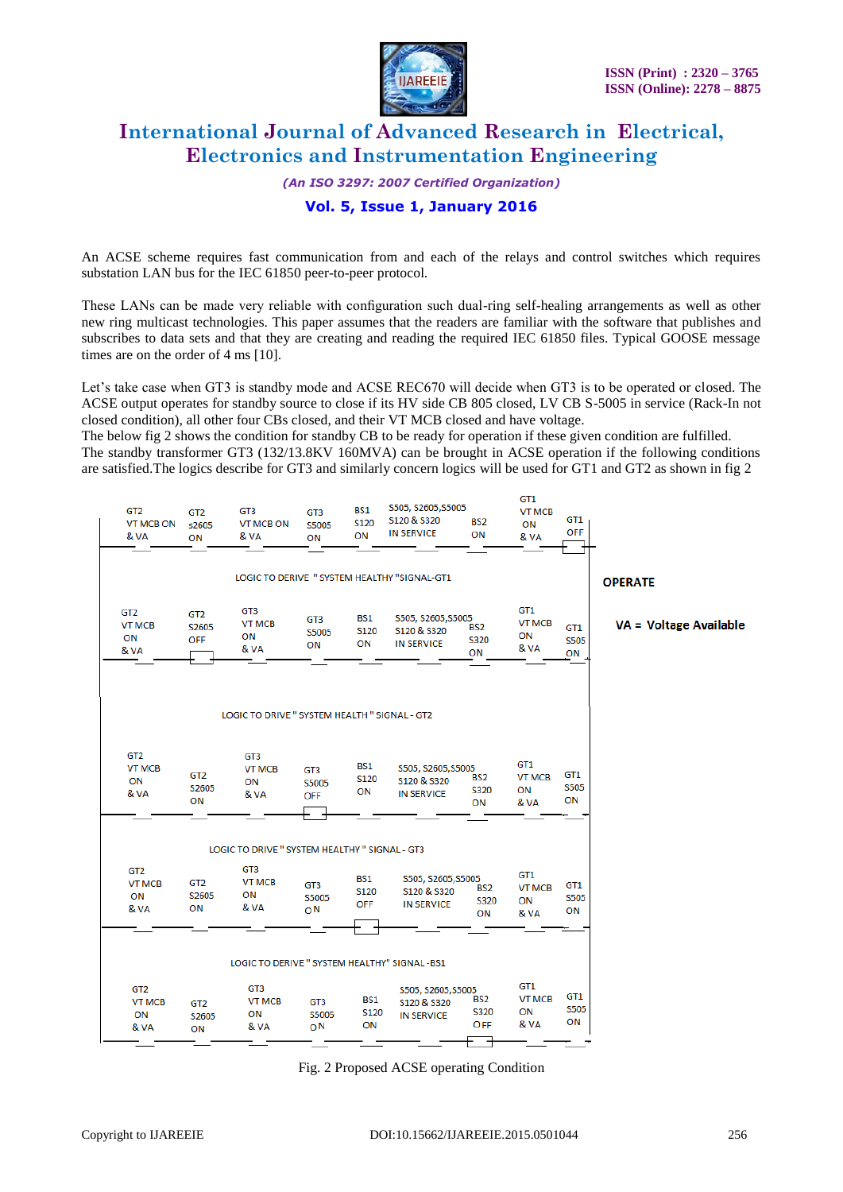An ACSE scheme requires fast communication from and each of the relays and control switches which requires substation LAN bus for the IEC 61850 peer-to-peer protocol.

These LANs can be made very reliable with configuration such dual-ring self-healing arrangements as well as other new ring multicast technologies. This paper assumes that the readers are familiar with the software that publishes and subscribes to data sets and that they are creating and reading the required IEC 61850 files. Typical GOOSE message times are on the order of 4 ms [10].

Let's take case when GT3 is standby mode and ACSE REC670 will decide when GT3 is to be operated or closed. The ACSE output operates for standby source to close if its HV side CB 805 closed, LV CB S-5005 in service (Rack-In not closed condition), all other four CBs closed, and their VT MCB closed and have voltage.
The below fig 2 shows the condition for standby CB to be ready for operation if these given condition are fulfilled.
The standby transformer GT3 (132/13.8KV 160MVA) can be brought in ACSE operation if the following conditions are satisfied.The logics describe for GT3 and similarly concern logics will be used for GT1 and GT2 as shown in fig 2

| GT2 VT MCB ON & VA | GT2 s2605 ON | GT3 VT MCB ON & VA | GT3 S5005 ON | BS1 S120 ON | S505, S2605, S5005 S120 & S320 IN SERVICE | BS2 ON | GT1 VT MCB ON & VA | GT1 OFF |
|---|---|---|---|---|---|---|---|---|

LOGIC TO DERIVE " SYSTEM HEALTHY "SIGNAL-GT1

| GT2 VT MCB ON & VA | GT2 S2605 OFF | GT3 VT MCB ON & VA | GT3 S5005 ON | BS1 S120 ON | S505, S2605, S5005 S120 & S320 IN SERVICE | BS2 S320 ON | GT1 VT MCB ON & VA | GT1 S505 ON |
|---|---|---|---|---|---|---|---|---|

LOGIC TO DRIVE " SYSTEM HEALTH " SIGNAL - GT2

| GT2 VT MCB ON & VA | GT2 S2605 ON | GT3 VT MCB ON & VA | GT3 S5005 OFF | BS1 S120 ON | S505, S2605, S5005 S120 & S320 IN SERVICE | BS2 S320 ON | GT1 VT MCB ON & VA | GT1 S505 ON |
|---|---|---|---|---|---|---|---|---|

LOGIC TO DRIVE " SYSTEM HEALTHY " SIGNAL - GT3

| GT2 VT MCB ON & VA | GT2 S2605 ON | GT3 VT MCB ON & VA | GT3 S5005 ON | BS1 S120 OFF | S505, S2605, S5005 S120 & S320 IN SERVICE | BS2 S320 ON | GT1 VT MCB ON & VA | GT1 S505 ON |
|---|---|---|---|---|---|---|---|---|

LOGIC TO DERIVE " SYSTEM HEALTHY" SIGNAL -BS1

| GT2 VT MCB ON & VA | GT2 S2605 ON | GT3 VT MCB ON & VA | GT3 S5005 ON | BS1 S120 ON | S505, S2605, S5005 S120 & S320 IN SERVICE | BS2 S320 OFF | GT1 VT MCB ON & VA | GT1 S505 ON |
|---|---|---|---|---|---|---|---|---|

**OPERATE**

**VA = Voltage Available**

Fig. 2 Proposed ACSE operating Condition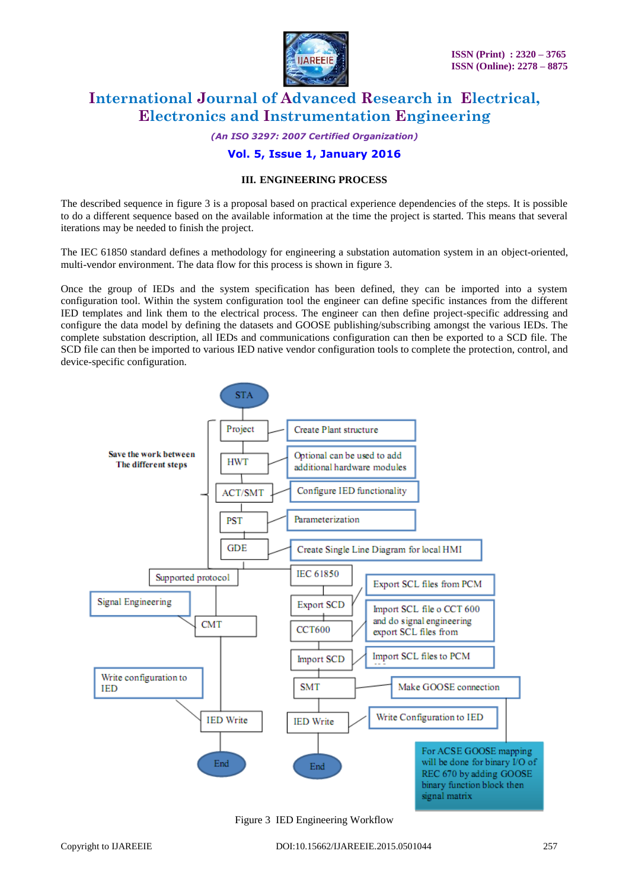### III. ENGINEERING PROCESS

The described sequence in figure 3 is a proposal based on practical experience dependencies of the steps. It is possible to do a different sequence based on the available information at the time the project is started. This means that several iterations may be needed to finish the project.

The IEC 61850 standard defines a methodology for engineering a substation automation system in an object-oriented, multi-vendor environment. The data flow for this process is shown in figure 3.

Once the group of IEDs and the system specification has been defined, they can be imported into a system configuration tool. Within the system configuration tool the engineer can define specific instances from the different IED templates and link them to the electrical process. The engineer can then define project-specific addressing and configure the data model by defining the datasets and GOOSE publishing/subscribing amongst the various IEDs. The complete substation description, all IEDs and communications configuration can then be exported to a SCD file. The SCD file can then be imported to various IED native vendor configuration tools to complete the protection, control, and device-specific configuration.

Figure 3 IED Engineering Workflow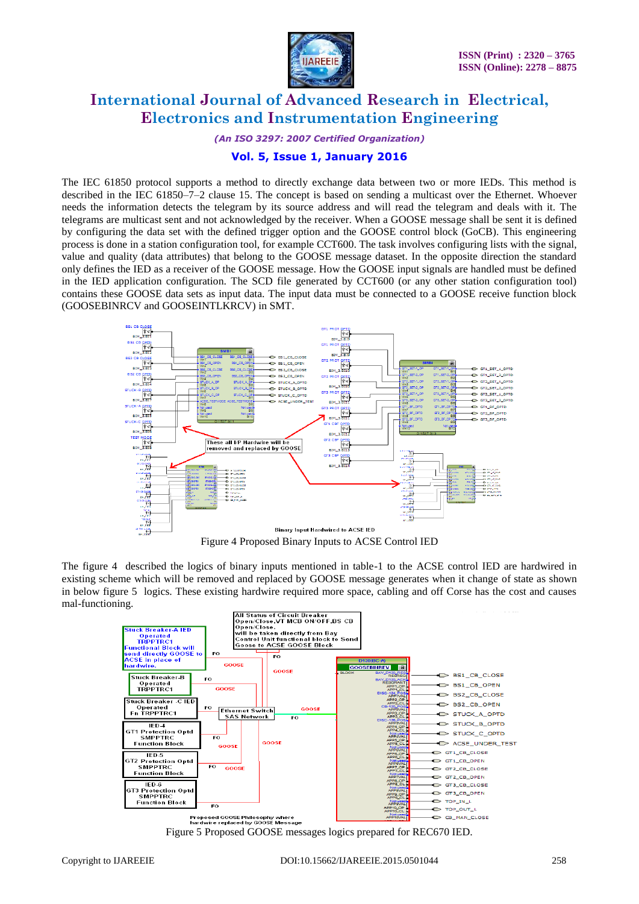The IEC 61850 protocol supports a method to directly exchange data between two or more IEDs. This method is described in the IEC 61850–7–2 clause 15. The concept is based on sending a multicast over the Ethernet. Whoever needs the information detects the telegram by its source address and will read the telegram and deals with it. The telegrams are multicast sent and not acknowledged by the receiver. When a GOOSE message shall be sent it is defined by configuring the data set with the defined trigger option and the GOOSE control block (GoCB). This engineering process is done in a station configuration tool, for example CCT600. The task involves configuring lists with the signal, value and quality (data attributes) that belong to the GOOSE message dataset. In the opposite direction the standard only defines the IED as a receiver of the GOOSE message. How the GOOSE input signals are handled must be defined in the IED application configuration. The SCD file generated by CCT600 (or any other station configuration tool) contains these GOOSE data sets as input data. The input data must be connected to a GOOSE receive function block (GOOSEBINRCV and GOOSEINTLKRCV) in SMT.

Figure 4 Proposed Binary Inputs to ACSE Control IED

The figure 4 described the logics of binary inputs mentioned in table-1 to the ACSE control IED are hardwired in existing scheme which will be removed and replaced by GOOSE message generates when it change of state as shown in below figure 5 logics. These existing hardwire required more space, cabling and off Corse has the cost and causes mal-functioning.

Figure 5 Proposed GOOSE messages logics prepared for REC670 IED.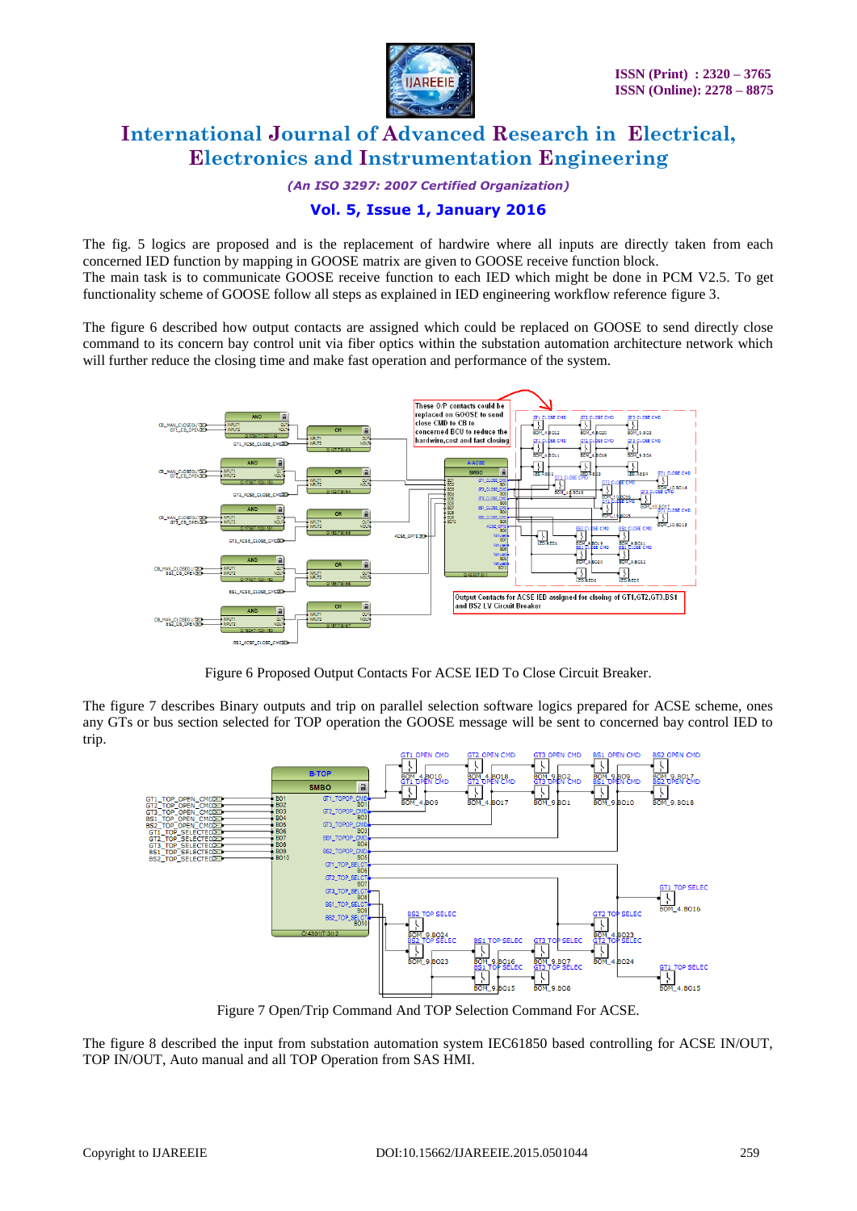The fig. 5 logics are proposed and is the replacement of hardwire where all inputs are directly taken from each concerned IED function by mapping in GOOSE matrix are given to GOOSE receive function block.
The main task is to communicate GOOSE receive function to each IED which might be done in PCM V2.5. To get functionality scheme of GOOSE follow all steps as explained in IED engineering workflow reference figure 3.

The figure 6 described how output contacts are assigned which could be replaced on GOOSE to send directly close command to its concern bay control unit via fiber optics within the substation automation architecture network which will further reduce the closing time and make fast operation and performance of the system.

Figure 6 Proposed Output Contacts For ACSE IED To Close Circuit Breaker.

The figure 7 describes Binary outputs and trip on parallel selection software logics prepared for ACSE scheme, ones any GTs or bus section selected for TOP operation the GOOSE message will be sent to concerned bay control IED to trip.

Figure 7 Open/Trip Command And TOP Selection Command For ACSE.

The figure 8 described the input from substation automation system IEC61850 based controlling for ACSE IN/OUT, TOP IN/OUT, Auto manual and all TOP Operation from SAS HMI.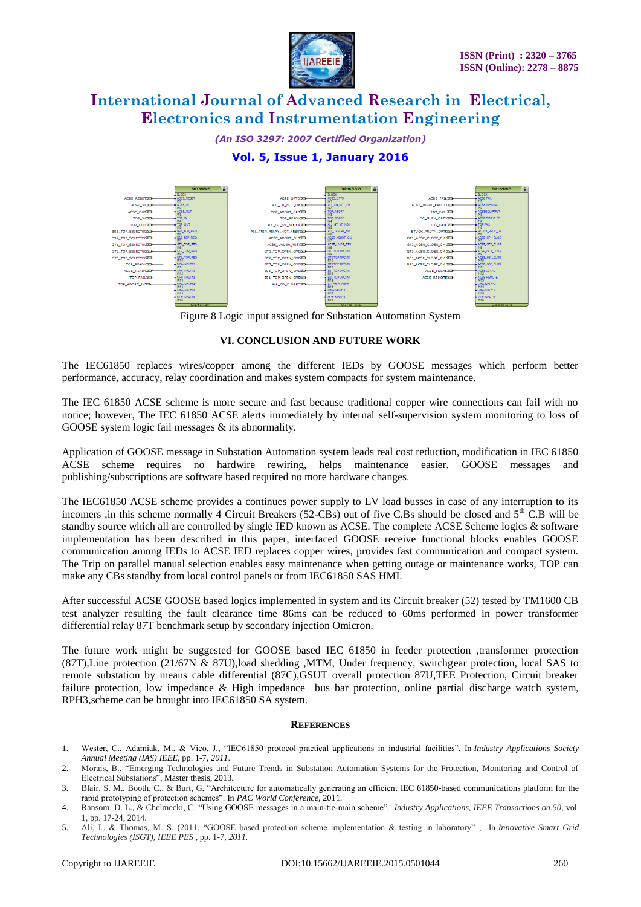Figure 8 Logic input assigned for Substation Automation System

## VI. CONCLUSION AND FUTURE WORK

The IEC61850 replaces wires/copper among the different IEDs by GOOSE messages which perform better performance, accuracy, relay coordination and makes system compacts for system maintenance.

The IEC 61850 ACSE scheme is more secure and fast because traditional copper wire connections can fail with no notice; however, The IEC 61850 ACSE alerts immediately by internal self-supervision system monitoring to loss of GOOSE system logic fail messages & its abnormality.

Application of GOOSE message in Substation Automation system leads real cost reduction, modification in IEC 61850 ACSE scheme requires no hardwire rewiring, helps maintenance easier. GOOSE messages and publishing/subscriptions are software based required no more hardware changes.

The IEC61850 ACSE scheme provides a continues power supply to LV load busses in case of any interruption to its incomers ,in this scheme normally 4 Circuit Breakers (52-CBs) out of five C.Bs should be closed and 5th C.B will be standby source which all are controlled by single IED known as ACSE. The complete ACSE Scheme logics & software implementation has been described in this paper, interfaced GOOSE receive functional blocks enables GOOSE communication among IEDs to ACSE IED replaces copper wires, provides fast communication and compact system. The Trip on parallel manual selection enables easy maintenance when getting outage or maintenance works, TOP can make any CBs standby from local control panels or from IEC61850 SAS HMI.

After successful ACSE GOOSE based logics implemented in system and its Circuit breaker (52) tested by TM1600 CB test analyzer resulting the fault clearance time 86ms can be reduced to 60ms performed in power transformer differential relay 87T benchmark setup by secondary injection Omicron.

The future work might be suggested for GOOSE based IEC 61850 in feeder protection ,transformer protection (87T),Line protection (21/67N & 87U),load shedding ,MTM, Under frequency, switchgear protection, local SAS to remote substation by means cable differential (87C),GSUT overall protection 87U,TEE Protection, Circuit breaker failure protection, low impedance & High impedance bus bar protection, online partial discharge watch system, RPH3,scheme can be brought into IEC61850 SA system.

## REFERENCES

1. Wester, C., Adamiak, M., & Vico, J., "IEC61850 protocol-practical applications in industrial facilities", In *Industry Applications Society Annual Meeting (IAS) IEEE*, pp. 1-7, *2011*.
2. Morais, B., "Emerging Technologies and Future Trends in Substation Automation Systems for the Protection, Monitoring and Control of Electrical Substations", Master thesis, 2013.
3. Blair, S. M., Booth, C., & Burt, G, "Architecture for automatically generating an efficient IEC 61850-based communications platform for the rapid prototyping of protection schemes". In *PAC World Conference,* 2011.
4. Ransom, D. L., & Chelmecki, C. "Using GOOSE messages in a main-tie-main scheme". *Industry Applications, IEEE Transactions on,50,* vol. 1, pp. 17-24, 2014.
5. Ali, I., & Thomas, M. S. (2011, "GOOSE based protection scheme implementation & testing in laboratory" , In *Innovative Smart Grid Technologies (ISGT), IEEE PES ,* pp. 1-7, *2011.*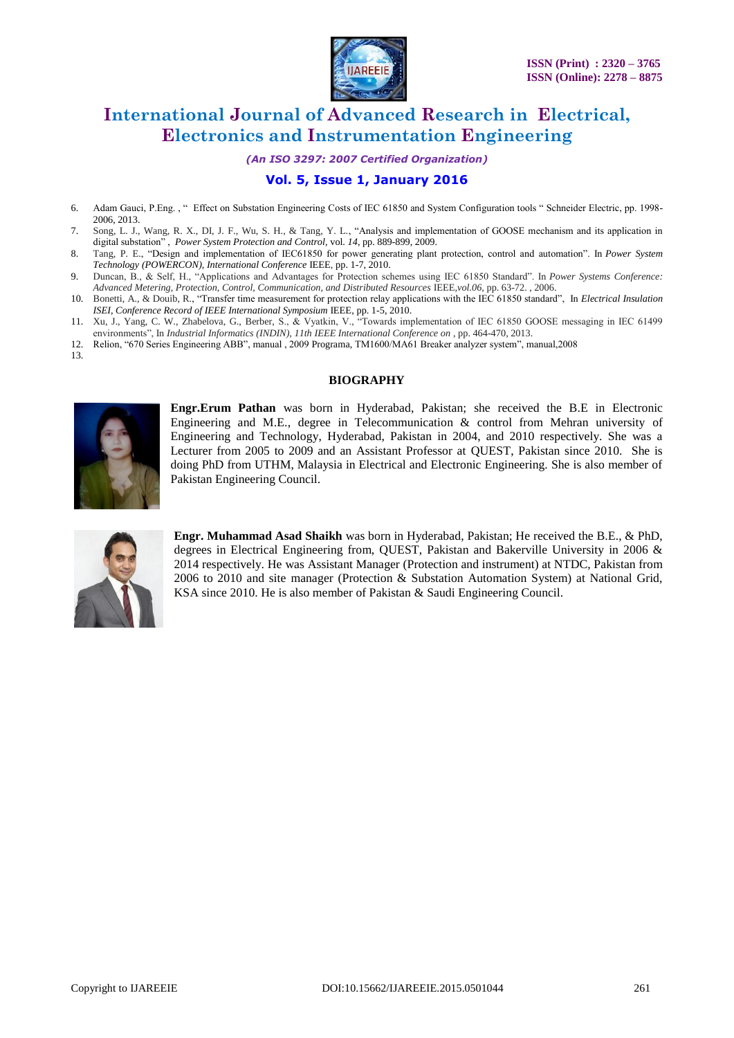6. Adam Gauci, P.Eng. , " Effect on Substation Engineering Costs of IEC 61850 and System Configuration tools " Schneider Electric, pp. 1998-2006, 2013.
7. Song, L. J., Wang, R. X., DI, J. F., Wu, S. H., & Tang, Y. L., "Analysis and implementation of GOOSE mechanism and its application in digital substation" , *Power System Protection and Control*, vol. *14*, pp. 889-899, 2009.
8. Tang, P. E., "Design and implementation of IEC61850 for power generating plant protection, control and automation". In *Power System Technology (POWERCON), International Conference* IEEE, pp. 1-7, 2010.
9. Duncan, B., & Self, H., "Applications and Advantages for Protection schemes using IEC 61850 Standard". In *Power Systems Conference: Advanced Metering, Protection, Control, Communication, and Distributed Resources* IEEE,*vol.06*, pp. 63-72. , 2006.
10. Bonetti, A., & Douib, R., "Transfer time measurement for protection relay applications with the IEC 61850 standard", In *Electrical Insulation ISEI, Conference Record of IEEE International Symposium* IEEE, pp. 1-5, 2010.
11. Xu, J., Yang, C. W., Zhabelova, G., Berber, S., & Vyatkin, V., "Towards implementation of IEC 61850 GOOSE messaging in IEC 61499 environments", In *Industrial Informatics (INDIN), 11th IEEE International Conference on* , pp. 464-470, 2013.
12. Relion, "670 Series Engineering ABB", manual , 2009 Programa, TM1600/MA61 Breaker analyzer system", manual,2008
13.

## BIOGRAPHY

**Engr.Erum Pathan** was born in Hyderabad, Pakistan; she received the B.E in Electronic Engineering and M.E., degree in Telecommunication & control from Mehran university of Engineering and Technology, Hyderabad, Pakistan in 2004, and 2010 respectively. She was a Lecturer from 2005 to 2009 and an Assistant Professor at QUEST, Pakistan since 2010. She is doing PhD from UTHM, Malaysia in Electrical and Electronic Engineering. She is also member of Pakistan Engineering Council.

**Engr. Muhammad Asad Shaikh** was born in Hyderabad, Pakistan; He received the B.E., & PhD, degrees in Electrical Engineering from, QUEST, Pakistan and Bakerville University in 2006 & 2014 respectively. He was Assistant Manager (Protection and instrument) at NTDC, Pakistan from 2006 to 2010 and site manager (Protection & Substation Automation System) at National Grid, KSA since 2010. He is also member of Pakistan & Saudi Engineering Council.